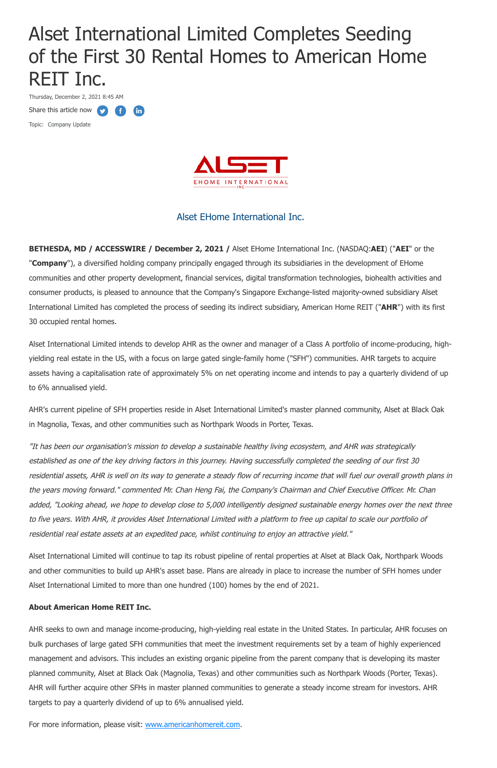# Alset International Limited Completes Seeding of the First 30 Rental Homes to American Home REIT Inc.

Thursday, December 2, 2021 8:45 AM

Share this article now

Topic: Company Update

Alset EHome International Inc.

**BETHESDA, MD / ACCESSWIRE / December 2, 2021 /** Alset EHome International Inc. (NASDAQ:**AEI**) ("**AEI**" or the "**Company**"), a diversified holding company principally engaged through its subsidiaries in the development of EHome communities and other property development, financial services, digital transformation technologies, biohealth activities and consumer products, is pleased to announce that the Company's Singapore Exchange-listed majority-owned subsidiary Alset International Limited has completed the process of seeding its indirect subsidiary, American Home REIT ("**AHR**") with its first 30 occupied rental homes.

Alset International Limited intends to develop AHR as the owner and manager of a Class A portfolio of income-producing, high-yielding real estate in the US, with a focus on large gated single-family home ("SFH") communities. AHR targets to acquire assets having a capitalisation rate of approximately 5% on net operating income and intends to pay a quarterly dividend of up to 6% annualised yield.

AHR's current pipeline of SFH properties reside in Alset International Limited's master planned community, Alset at Black Oak in Magnolia, Texas, and other communities such as Northpark Woods in Porter, Texas.

*"It has been our organisation's mission to develop a sustainable healthy living ecosystem, and AHR was strategically established as one of the key driving factors in this journey. Having successfully completed the seeding of our first 30 residential assets, AHR is well on its way to generate a steady flow of recurring income that will fuel our overall growth plans in the years moving forward." commented Mr. Chan Heng Fai, the Company's Chairman and Chief Executive Officer. Mr. Chan added, "Looking ahead, we hope to develop close to 5,000 intelligently designed sustainable energy homes over the next three to five years. With AHR, it provides Alset International Limited with a platform to free up capital to scale our portfolio of residential real estate assets at an expedited pace, whilst continuing to enjoy an attractive yield."*

Alset International Limited will continue to tap its robust pipeline of rental properties at Alset at Black Oak, Northpark Woods and other communities to build up AHR's asset base. Plans are already in place to increase the number of SFH homes under Alset International Limited to more than one hundred (100) homes by the end of 2021.

**About American Home REIT Inc.**

AHR seeks to own and manage income-producing, high-yielding real estate in the United States. In particular, AHR focuses on bulk purchases of large gated SFH communities that meet the investment requirements set by a team of highly experienced management and advisors. This includes an existing organic pipeline from the parent company that is developing its master planned community, Alset at Black Oak (Magnolia, Texas) and other communities such as Northpark Woods (Porter, Texas). AHR will further acquire other SFHs in master planned communities to generate a steady income stream for investors. AHR targets to pay a quarterly dividend of up to 6% annualised yield.

For more information, please visit: [www.americanhomereit.com](http://www.americanhomereit.com).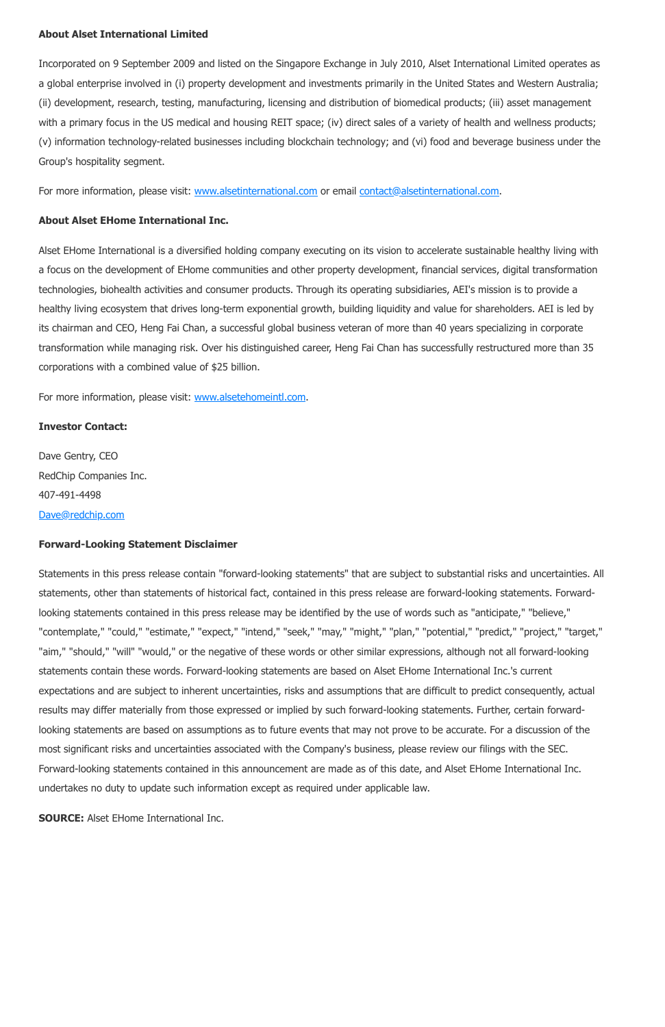**About Alset International Limited**

Incorporated on 9 September 2009 and listed on the Singapore Exchange in July 2010, Alset International Limited operates as a global enterprise involved in (i) property development and investments primarily in the United States and Western Australia; (ii) development, research, testing, manufacturing, licensing and distribution of biomedical products; (iii) asset management with a primary focus in the US medical and housing REIT space; (iv) direct sales of a variety of health and wellness products; (v) information technology-related businesses including blockchain technology; and (vi) food and beverage business under the Group's hospitality segment.

For more information, please visit: [www.alsetinternational.com](http://www.alsetinternational.com) or email [contact@alsetinternational.com](mailto:contact@alsetinternational.com).

**About Alset EHome International Inc.**

Alset EHome International is a diversified holding company executing on its vision to accelerate sustainable healthy living with a focus on the development of EHome communities and other property development, financial services, digital transformation technologies, biohealth activities and consumer products. Through its operating subsidiaries, AEI's mission is to provide a healthy living ecosystem that drives long-term exponential growth, building liquidity and value for shareholders. AEI is led by its chairman and CEO, Heng Fai Chan, a successful global business veteran of more than 40 years specializing in corporate transformation while managing risk. Over his distinguished career, Heng Fai Chan has successfully restructured more than 35 corporations with a combined value of $25 billion.

For more information, please visit: [www.alsetehomeintl.com](http://www.alsetehomeintl.com).

**Investor Contact:**

Dave Gentry, CEO
RedChip Companies Inc.
407-491-4498
[Dave@redchip.com](mailto:Dave@redchip.com)

**Forward-Looking Statement Disclaimer**

Statements in this press release contain "forward-looking statements" that are subject to substantial risks and uncertainties. All statements, other than statements of historical fact, contained in this press release are forward-looking statements. Forward-looking statements contained in this press release may be identified by the use of words such as "anticipate," "believe," "contemplate," "could," "estimate," "expect," "intend," "seek," "may," "might," "plan," "potential," "predict," "project," "target," "aim," "should," "will" "would," or the negative of these words or other similar expressions, although not all forward-looking statements contain these words. Forward-looking statements are based on Alset EHome International Inc.'s current expectations and are subject to inherent uncertainties, risks and assumptions that are difficult to predict consequently, actual results may differ materially from those expressed or implied by such forward-looking statements. Further, certain forward-looking statements are based on assumptions as to future events that may not prove to be accurate. For a discussion of the most significant risks and uncertainties associated with the Company's business, please review our filings with the SEC. Forward-looking statements contained in this announcement are made as of this date, and Alset EHome International Inc. undertakes no duty to update such information except as required under applicable law.

**SOURCE:** Alset EHome International Inc.